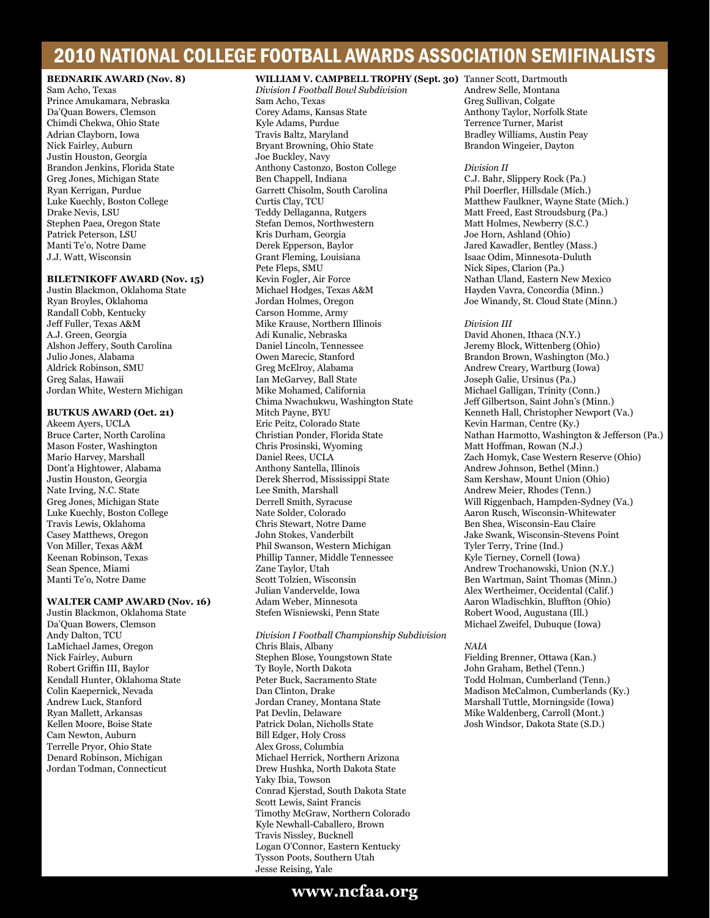# 2010 NATIONAL COLLEGE FOOTBALL AWARDS ASSOCIATION SEMIFINALISTS

**BEDNARIK AWARD (Nov. 8)**
Sam Acho, Texas
Prince Amukamara, Nebraska
Da'Quan Bowers, Clemson
Chimdi Chekwa, Ohio State
Adrian Clayborn, Iowa
Nick Fairley, Auburn
Justin Houston, Georgia
Brandon Jenkins, Florida State
Greg Jones, Michigan State
Ryan Kerrigan, Purdue
Luke Kuechly, Boston College
Drake Nevis, LSU
Stephen Paea, Oregon State
Patrick Peterson, LSU
Manti Te'o, Notre Dame
J.J. Watt, Wisconsin

**BILETNIKOFF AWARD (Nov. 15)**
Justin Blackmon, Oklahoma State
Ryan Broyles, Oklahoma
Randall Cobb, Kentucky
Jeff Fuller, Texas A&M
A.J. Green, Georgia
Alshon Jeffery, South Carolina
Julio Jones, Alabama
Aldrick Robinson, SMU
Greg Salas, Hawaii
Jordan White, Western Michigan

**BUTKUS AWARD (Oct. 21)**
Akeem Ayers, UCLA
Bruce Carter, North Carolina
Mason Foster, Washington
Mario Harvey, Marshall
Dont'a Hightower, Alabama
Justin Houston, Georgia
Nate Irving, N.C. State
Greg Jones, Michigan State
Luke Kuechly, Boston College
Travis Lewis, Oklahoma
Casey Matthews, Oregon
Von Miller, Texas A&M
Keenan Robinson, Texas
Sean Spence, Miami
Manti Te'o, Notre Dame

**WALTER CAMP AWARD (Nov. 16)**
Justin Blackmon, Oklahoma State
Da'Quan Bowers, Clemson
Andy Dalton, TCU
LaMichael James, Oregon
Nick Fairley, Auburn
Robert Griffin III, Baylor
Kendall Hunter, Oklahoma State
Colin Kaepernick, Nevada
Andrew Luck, Stanford
Ryan Mallett, Arkansas
Kellen Moore, Boise State
Cam Newton, Auburn
Terrelle Pryor, Ohio State
Denard Robinson, Michigan
Jordan Todman, Connecticut

**WILLIAM V. CAMPBELL TROPHY (Sept. 30)**

*Division I Football Bowl Subdivision*
Sam Acho, Texas
Corey Adams, Kansas State
Kyle Adams, Purdue
Travis Baltz, Maryland
Bryant Browning, Ohio State
Joe Buckley, Navy
Anthony Castonzo, Boston College
Ben Chappell, Indiana
Garrett Chisolm, South Carolina
Curtis Clay, TCU
Teddy Dellaganna, Rutgers
Stefan Demos, Northwestern
Kris Durham, Georgia
Derek Epperson, Baylor
Grant Fleming, Louisiana
Pete Fleps, SMU
Kevin Fogler, Air Force
Michael Hodges, Texas A&M
Jordan Holmes, Oregon
Carson Homme, Army
Mike Krause, Northern Illinois
Adi Kunalic, Nebraska
Daniel Lincoln, Tennessee
Owen Marecic, Stanford
Greg McElroy, Alabama
Ian McGarvey, Ball State
Mike Mohamed, California
Chima Nwachukwu, Washington State
Mitch Payne, BYU
Eric Peitz, Colorado State
Christian Ponder, Florida State
Chris Prosinski, Wyoming
Daniel Rees, UCLA
Anthony Santella, Illinois
Derek Sherrod, Mississippi State
Lee Smith, Marshall
Derrell Smith, Syracuse
Nate Solder, Colorado
Chris Stewart, Notre Dame
John Stokes, Vanderbilt
Phil Swanson, Western Michigan
Phillip Tanner, Middle Tennessee
Zane Taylor, Utah
Scott Tolzien, Wisconsin
Julian Vandervelde, Iowa
Adam Weber, Minnesota
Stefen Wisniewski, Penn State

*Division I Football Championship Subdivision*
Chris Blais, Albany
Stephen Blose, Youngstown State
Ty Boyle, North Dakota
Peter Buck, Sacramento State
Dan Clinton, Drake
Jordan Craney, Montana State
Pat Devlin, Delaware
Patrick Dolan, Nicholls State
Bill Edger, Holy Cross
Alex Gross, Columbia
Michael Herrick, Northern Arizona
Drew Hushka, North Dakota State
Yaky Ibia, Towson
Conrad Kjerstad, South Dakota State
Scott Lewis, Saint Francis
Timothy McGraw, Northern Colorado
Kyle Newhall-Caballero, Brown
Travis Nissley, Bucknell
Logan O'Connor, Eastern Kentucky
Tysson Poots, Southern Utah
Jesse Reising, Yale
Tanner Scott, Dartmouth
Andrew Selle, Montana
Greg Sullivan, Colgate
Anthony Taylor, Norfolk State
Terrence Turner, Marist
Bradley Williams, Austin Peay
Brandon Wingeier, Dayton

*Division II*
C.J. Bahr, Slippery Rock (Pa.)
Phil Doerfler, Hillsdale (Mich.)
Matthew Faulkner, Wayne State (Mich.)
Matt Freed, East Stroudsburg (Pa.)
Matt Holmes, Newberry (S.C.)
Joe Horn, Ashland (Ohio)
Jared Kawadler, Bentley (Mass.)
Isaac Odim, Minnesota-Duluth
Nick Sipes, Clarion (Pa.)
Nathan Uland, Eastern New Mexico
Hayden Vavra, Concordia (Minn.)
Joe Winandy, St. Cloud State (Minn.)

*Division III*
David Ahonen, Ithaca (N.Y.)
Jeremy Block, Wittenberg (Ohio)
Brandon Brown, Washington (Mo.)
Andrew Creary, Wartburg (Iowa)
Joseph Galie, Ursinus (Pa.)
Michael Galligan, Trinity (Conn.)
Jeff Gilbertson, Saint John's (Minn.)
Kenneth Hall, Christopher Newport (Va.)
Kevin Harman, Centre (Ky.)
Nathan Harmotto, Washington & Jefferson (Pa.)
Matt Hoffman, Rowan (N.J.)
Zach Homyk, Case Western Reserve (Ohio)
Andrew Johnson, Bethel (Minn.)
Sam Kershaw, Mount Union (Ohio)
Andrew Meier, Rhodes (Tenn.)
Will Riggenbach, Hampden-Sydney (Va.)
Aaron Rusch, Wisconsin-Whitewater
Ben Shea, Wisconsin-Eau Claire
Jake Swank, Wisconsin-Stevens Point
Tyler Terry, Trine (Ind.)
Kyle Tierney, Cornell (Iowa)
Andrew Trochanowski, Union (N.Y.)
Ben Wartman, Saint Thomas (Minn.)
Alex Wertheimer, Occidental (Calif.)
Aaron Wladischkin, Bluffton (Ohio)
Robert Wood, Augustana (Ill.)
Michael Zweifel, Dubuque (Iowa)

*NAIA*
Fielding Brenner, Ottawa (Kan.)
John Graham, Bethel (Tenn.)
Todd Holman, Cumberland (Tenn.)
Madison McCalmon, Cumberlands (Ky.)
Marshall Tuttle, Morningside (Iowa)
Mike Waldenberg, Carroll (Mont.)
Josh Windsor, Dakota State (S.D.)

**www.ncfaa.org**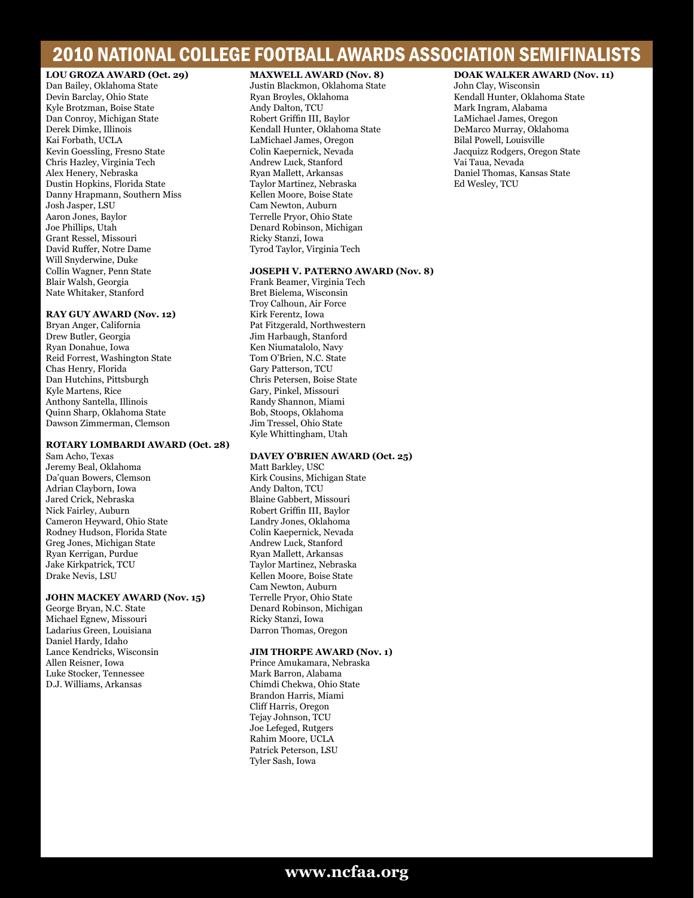# 2010 NATIONAL COLLEGE FOOTBALL AWARDS ASSOCIATION SEMIFINALISTS

**LOU GROZA AWARD (Oct. 29)**
Dan Bailey, Oklahoma State
Devin Barclay, Ohio State
Kyle Brotzman, Boise State
Dan Conroy, Michigan State
Derek Dimke, Illinois
Kai Forbath, UCLA
Kevin Goessling, Fresno State
Chris Hazley, Virginia Tech
Alex Henery, Nebraska
Dustin Hopkins, Florida State
Danny Hrapmann, Southern Miss
Josh Jasper, LSU
Aaron Jones, Baylor
Joe Phillips, Utah
Grant Ressel, Missouri
David Ruffer, Notre Dame
Will Snyderwine, Duke
Collin Wagner, Penn State
Blair Walsh, Georgia
Nate Whitaker, Stanford

**RAY GUY AWARD (Nov. 12)**
Bryan Anger, California
Drew Butler, Georgia
Ryan Donahue, Iowa
Reid Forrest, Washington State
Chas Henry, Florida
Dan Hutchins, Pittsburgh
Kyle Martens, Rice
Anthony Santella, Illinois
Quinn Sharp, Oklahoma State
Dawson Zimmerman, Clemson

**ROTARY LOMBARDI AWARD (Oct. 28)**
Sam Acho, Texas
Jeremy Beal, Oklahoma
Da'quan Bowers, Clemson
Adrian Clayborn, Iowa
Jared Crick, Nebraska
Nick Fairley, Auburn
Cameron Heyward, Ohio State
Rodney Hudson, Florida State
Greg Jones, Michigan State
Ryan Kerrigan, Purdue
Jake Kirkpatrick, TCU
Drake Nevis, LSU

**JOHN MACKEY AWARD (Nov. 15)**
George Bryan, N.C. State
Michael Egnew, Missouri
Ladarius Green, Louisiana
Daniel Hardy, Idaho
Lance Kendricks, Wisconsin
Allen Reisner, Iowa
Luke Stocker, Tennessee
D.J. Williams, Arkansas

**MAXWELL AWARD (Nov. 8)**
Justin Blackmon, Oklahoma State
Ryan Broyles, Oklahoma
Andy Dalton, TCU
Robert Griffin III, Baylor
Kendall Hunter, Oklahoma State
LaMichael James, Oregon
Colin Kaepernick, Nevada
Andrew Luck, Stanford
Ryan Mallett, Arkansas
Taylor Martinez, Nebraska
Kellen Moore, Boise State
Cam Newton, Auburn
Terrelle Pryor, Ohio State
Denard Robinson, Michigan
Ricky Stanzi, Iowa
Tyrod Taylor, Virginia Tech

**JOSEPH V. PATERNO AWARD (Nov. 8)**
Frank Beamer, Virginia Tech
Bret Bielema, Wisconsin
Troy Calhoun, Air Force
Kirk Ferentz, Iowa
Pat Fitzgerald, Northwestern
Jim Harbaugh, Stanford
Ken Niumatalolo, Navy
Tom O'Brien, N.C. State
Gary Patterson, TCU
Chris Petersen, Boise State
Gary, Pinkel, Missouri
Randy Shannon, Miami
Bob Stoops, Oklahoma
Jim Tressel, Ohio State
Kyle Whittingham, Utah

**DAVEY O'BRIEN AWARD (Oct. 25)**
Matt Barkley, USC
Kirk Cousins, Michigan State
Andy Dalton, TCU
Blaine Gabbert, Missouri
Robert Griffin III, Baylor
Landry Jones, Oklahoma
Colin Kaepernick, Nevada
Andrew Luck, Stanford
Ryan Mallett, Arkansas
Taylor Martinez, Nebraska
Kellen Moore, Boise State
Cam Newton, Auburn
Terrelle Pryor, Ohio State
Denard Robinson, Michigan
Ricky Stanzi, Iowa
Darron Thomas, Oregon

**JIM THORPE AWARD (Nov. 1)**
Prince Amukamara, Nebraska
Mark Barron, Alabama
Chimdi Chekwa, Ohio State
Brandon Harris, Miami
Cliff Harris, Oregon
Tejay Johnson, TCU
Joe Lefeged, Rutgers
Rahim Moore, UCLA
Patrick Peterson, LSU
Tyler Sash, Iowa

**DOAK WALKER AWARD (Nov. 11)**
John Clay, Wisconsin
Kendall Hunter, Oklahoma State
Mark Ingram, Alabama
LaMichael James, Oregon
DeMarco Murray, Oklahoma
Bilal Powell, Louisville
Jacquizz Rodgers, Oregon State
Vai Taua, Nevada
Daniel Thomas, Kansas State
Ed Wesley, TCU

**www.ncfaa.org**